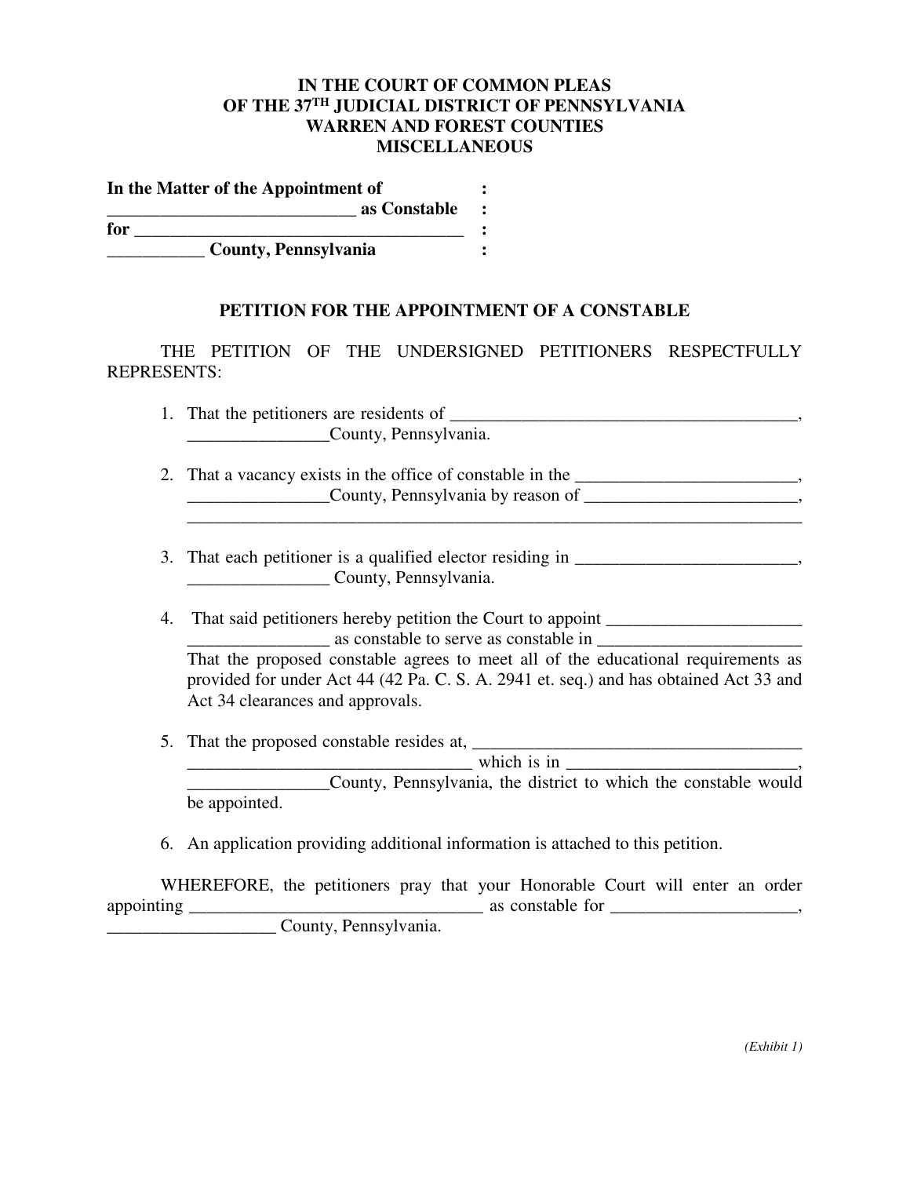**IN THE COURT OF COMMON PLEAS**
**OF THE 37TH JUDICIAL DISTRICT OF PENNSYLVANIA**
**WARREN AND FOREST COUNTIES**
**MISCELLANEOUS**

**In the Matter of the Appointment of :**
**____________________________ as Constable :**
**for ______________________________________ :**
**___________ County, Pennsylvania :**

**PETITION FOR THE APPOINTMENT OF A CONSTABLE**

THE PETITION OF THE UNDERSIGNED PETITIONERS RESPECTFULLY REPRESENTS:

1. That the petitioners are residents of ________________________________________, ________________County, Pennsylvania.

2. That a vacancy exists in the office of constable in the _________________________, ________________County, Pennsylvania by reason of ________________________, ______________________________________________________________________

3. That each petitioner is a qualified elector residing in _________________________, ________________ County, Pennsylvania.

4. That said petitioners hereby petition the Court to appoint ______________________ ________________ as constable to serve as constable in _______________________ That the proposed constable agrees to meet all of the educational requirements as provided for under Act 44 (42 Pa. C. S. A. 2941 et. seq.) and has obtained Act 33 and Act 34 clearances and approvals.

5. That the proposed constable resides at, _____________________________________ ________________________________ which is in __________________________, ________________County, Pennsylvania, the district to which the constable would be appointed.

6. An application providing additional information is attached to this petition.

WHEREFORE, the petitioners pray that your Honorable Court will enter an order appointing __________________________________ as constable for _____________________, ___________________ County, Pennsylvania.

*(Exhibit 1)*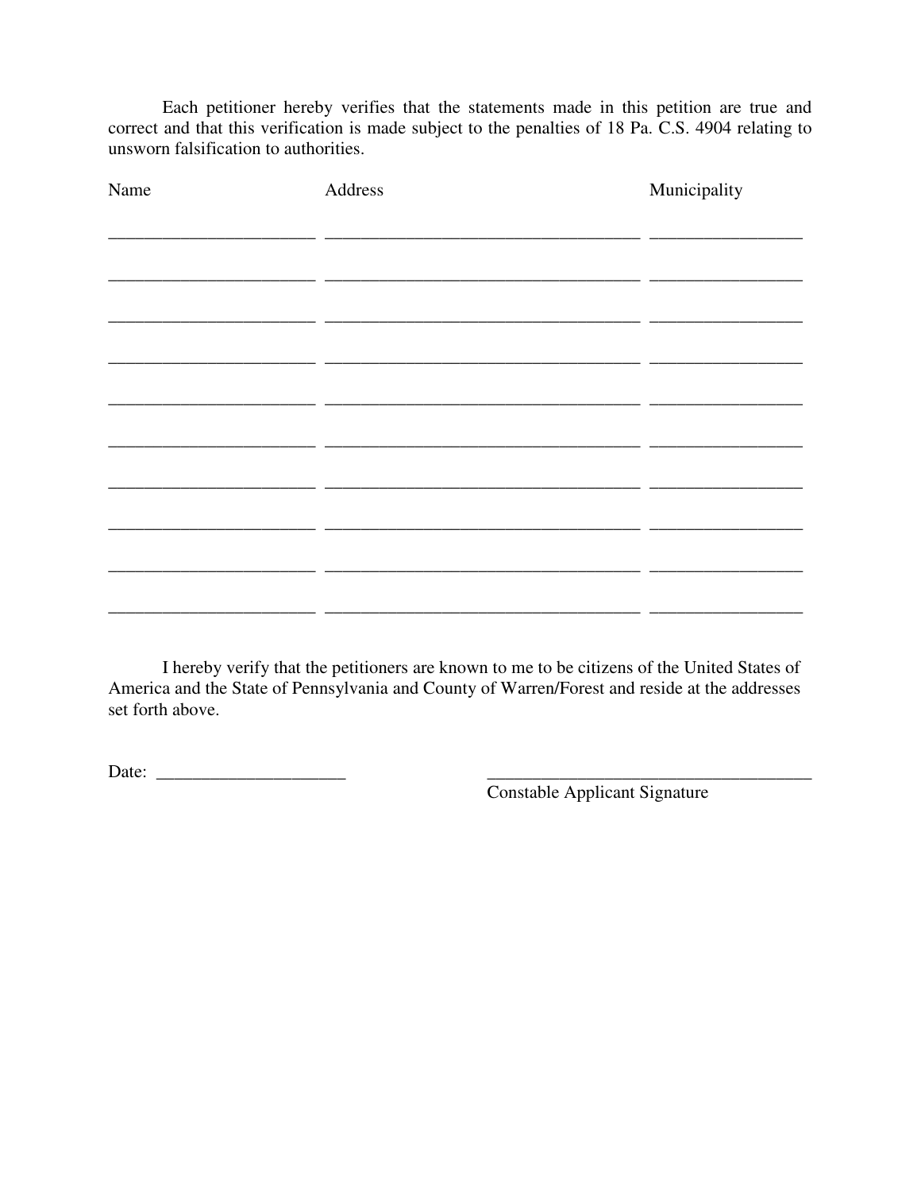Each petitioner hereby verifies that the statements made in this petition are true and correct and that this verification is made subject to the penalties of 18 Pa. C.S. 4904 relating to unsworn falsification to authorities.

| Name | Address | Municipality |
|---|---|---|
| ______________________ | __________________________________ | ________________ |
| ______________________ | __________________________________ | ________________ |
| ______________________ | __________________________________ | ________________ |
| ______________________ | __________________________________ | ________________ |
| ______________________ | __________________________________ | ________________ |
| ______________________ | __________________________________ | ________________ |
| ______________________ | __________________________________ | ________________ |
| ______________________ | __________________________________ | ________________ |
| ______________________ | __________________________________ | ________________ |
| ______________________ | __________________________________ | ________________ |

I hereby verify that the petitioners are known to me to be citizens of the United States of America and the State of Pennsylvania and County of Warren/Forest and reside at the addresses set forth above.

Date: ____________________

____________________________________
Constable Applicant Signature